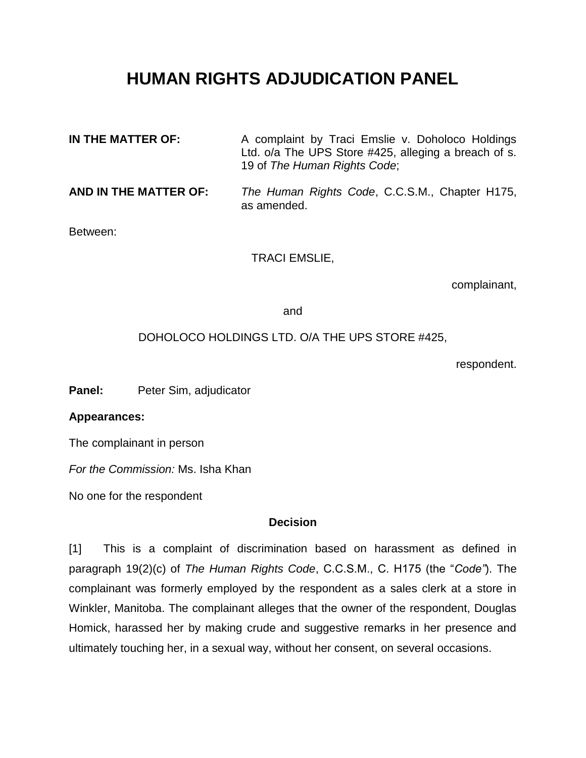# HUMAN RIGHTS ADJUDICATION PANEL

**IN THE MATTER OF:** A complaint by Traci Emslie v. Doholoco Holdings Ltd. o/a The UPS Store #425, alleging a breach of s. 19 of *The Human Rights Code*;

**AND IN THE MATTER OF:** *The Human Rights Code*, C.C.S.M., Chapter H175, as amended.

Between:

TRACI EMSLIE,

complainant,

and

DOHOLOCO HOLDINGS LTD. O/A THE UPS STORE #425,

respondent.

**Panel:** Peter Sim, adjudicator

**Appearances:**

The complainant in person

*For the Commission:* Ms. Isha Khan

No one for the respondent

**Decision**

[1] This is a complaint of discrimination based on harassment as defined in paragraph 19(2)(c) of *The Human Rights Code*, C.C.S.M., C. H175 (the "*Code"*). The complainant was formerly employed by the respondent as a sales clerk at a store in Winkler, Manitoba. The complainant alleges that the owner of the respondent, Douglas Homick, harassed her by making crude and suggestive remarks in her presence and ultimately touching her, in a sexual way, without her consent, on several occasions.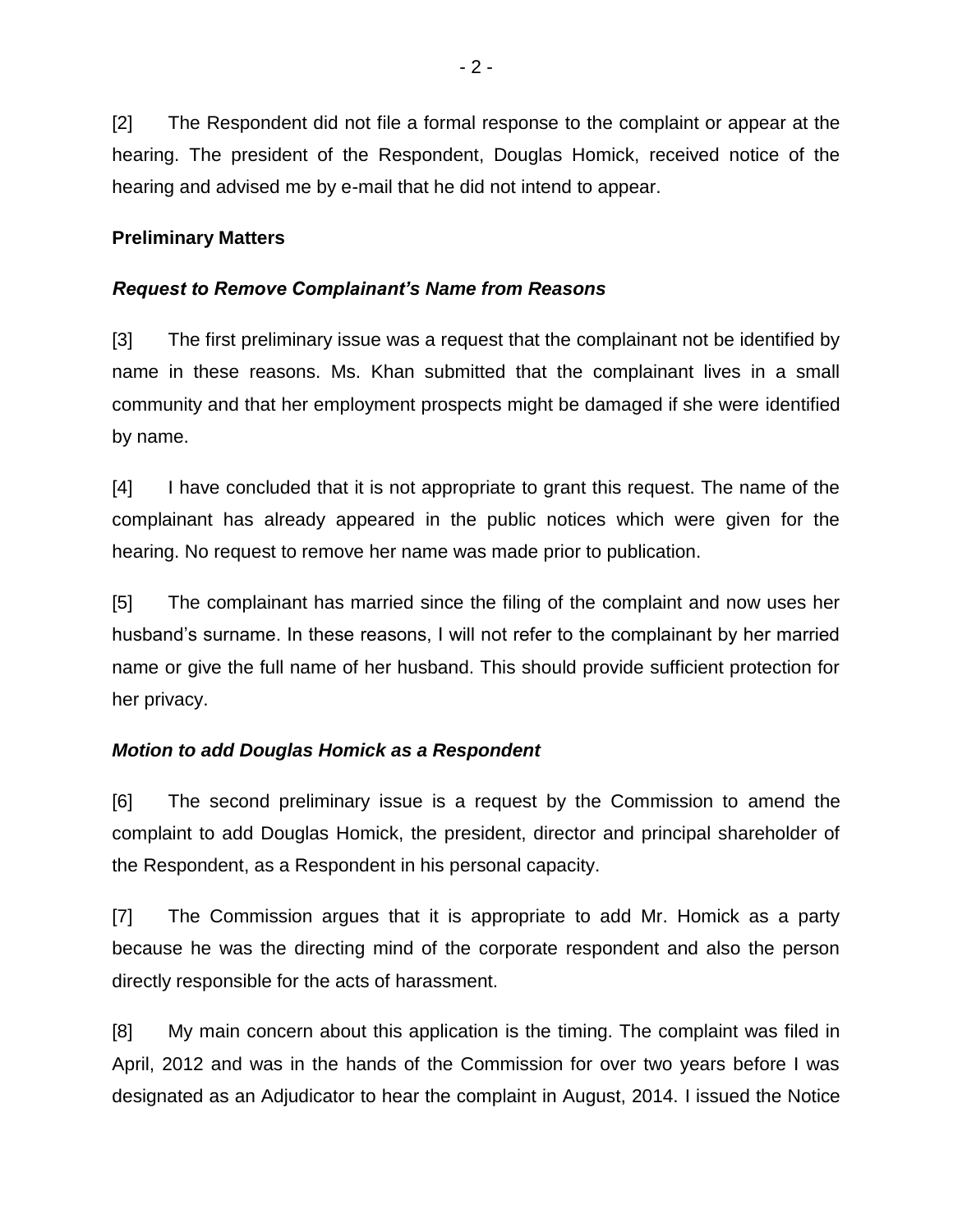[2] The Respondent did not file a formal response to the complaint or appear at the hearing. The president of the Respondent, Douglas Homick, received notice of the hearing and advised me by e-mail that he did not intend to appear.

**Preliminary Matters**

***Request to Remove Complainant's Name from Reasons***

[3] The first preliminary issue was a request that the complainant not be identified by name in these reasons. Ms. Khan submitted that the complainant lives in a small community and that her employment prospects might be damaged if she were identified by name.

[4] I have concluded that it is not appropriate to grant this request. The name of the complainant has already appeared in the public notices which were given for the hearing. No request to remove her name was made prior to publication.

[5] The complainant has married since the filing of the complaint and now uses her husband's surname. In these reasons, I will not refer to the complainant by her married name or give the full name of her husband. This should provide sufficient protection for her privacy.

***Motion to add Douglas Homick as a Respondent***

[6] The second preliminary issue is a request by the Commission to amend the complaint to add Douglas Homick, the president, director and principal shareholder of the Respondent, as a Respondent in his personal capacity.

[7] The Commission argues that it is appropriate to add Mr. Homick as a party because he was the directing mind of the corporate respondent and also the person directly responsible for the acts of harassment.

[8] My main concern about this application is the timing. The complaint was filed in April, 2012 and was in the hands of the Commission for over two years before I was designated as an Adjudicator to hear the complaint in August, 2014. I issued the Notice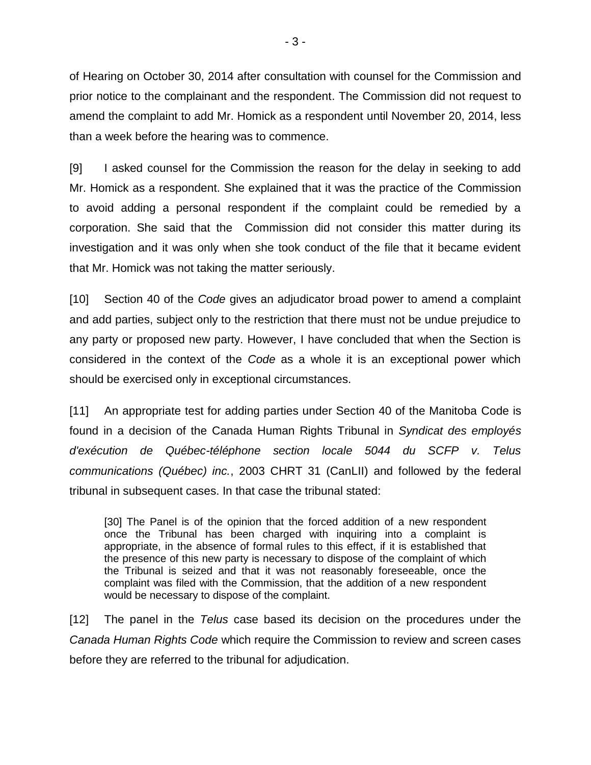of Hearing on October 30, 2014 after consultation with counsel for the Commission and prior notice to the complainant and the respondent. The Commission did not request to amend the complaint to add Mr. Homick as a respondent until November 20, 2014, less than a week before the hearing was to commence.

[9] I asked counsel for the Commission the reason for the delay in seeking to add Mr. Homick as a respondent. She explained that it was the practice of the Commission to avoid adding a personal respondent if the complaint could be remedied by a corporation. She said that the Commission did not consider this matter during its investigation and it was only when she took conduct of the file that it became evident that Mr. Homick was not taking the matter seriously.

[10] Section 40 of the *Code* gives an adjudicator broad power to amend a complaint and add parties, subject only to the restriction that there must not be undue prejudice to any party or proposed new party. However, I have concluded that when the Section is considered in the context of the *Code* as a whole it is an exceptional power which should be exercised only in exceptional circumstances.

[11] An appropriate test for adding parties under Section 40 of the Manitoba Code is found in a decision of the Canada Human Rights Tribunal in *Syndicat des employés d'exécution de Québec-téléphone section locale 5044 du SCFP v. Telus communications (Québec) inc.*, 2003 CHRT 31 (CanLII) and followed by the federal tribunal in subsequent cases. In that case the tribunal stated:

> [30] The Panel is of the opinion that the forced addition of a new respondent once the Tribunal has been charged with inquiring into a complaint is appropriate, in the absence of formal rules to this effect, if it is established that the presence of this new party is necessary to dispose of the complaint of which the Tribunal is seized and that it was not reasonably foreseeable, once the complaint was filed with the Commission, that the addition of a new respondent would be necessary to dispose of the complaint.

[12] The panel in the *Telus* case based its decision on the procedures under the *Canada Human Rights Code* which require the Commission to review and screen cases before they are referred to the tribunal for adjudication.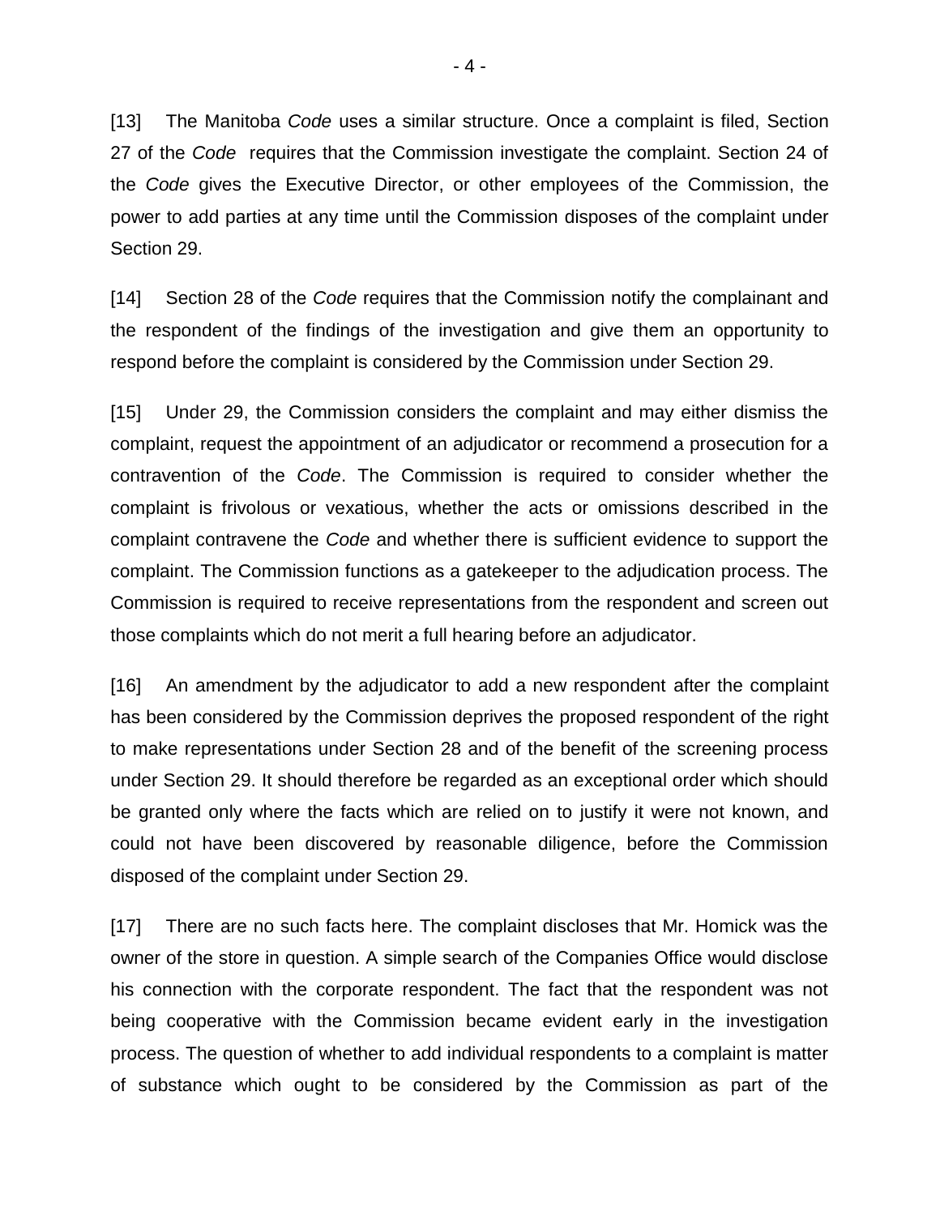[13] The Manitoba *Code* uses a similar structure. Once a complaint is filed, Section 27 of the *Code* requires that the Commission investigate the complaint. Section 24 of the *Code* gives the Executive Director, or other employees of the Commission, the power to add parties at any time until the Commission disposes of the complaint under Section 29.

[14] Section 28 of the *Code* requires that the Commission notify the complainant and the respondent of the findings of the investigation and give them an opportunity to respond before the complaint is considered by the Commission under Section 29.

[15] Under 29, the Commission considers the complaint and may either dismiss the complaint, request the appointment of an adjudicator or recommend a prosecution for a contravention of the *Code*. The Commission is required to consider whether the complaint is frivolous or vexatious, whether the acts or omissions described in the complaint contravene the *Code* and whether there is sufficient evidence to support the complaint. The Commission functions as a gatekeeper to the adjudication process. The Commission is required to receive representations from the respondent and screen out those complaints which do not merit a full hearing before an adjudicator.

[16] An amendment by the adjudicator to add a new respondent after the complaint has been considered by the Commission deprives the proposed respondent of the right to make representations under Section 28 and of the benefit of the screening process under Section 29. It should therefore be regarded as an exceptional order which should be granted only where the facts which are relied on to justify it were not known, and could not have been discovered by reasonable diligence, before the Commission disposed of the complaint under Section 29.

[17] There are no such facts here. The complaint discloses that Mr. Homick was the owner of the store in question. A simple search of the Companies Office would disclose his connection with the corporate respondent. The fact that the respondent was not being cooperative with the Commission became evident early in the investigation process. The question of whether to add individual respondents to a complaint is matter of substance which ought to be considered by the Commission as part of the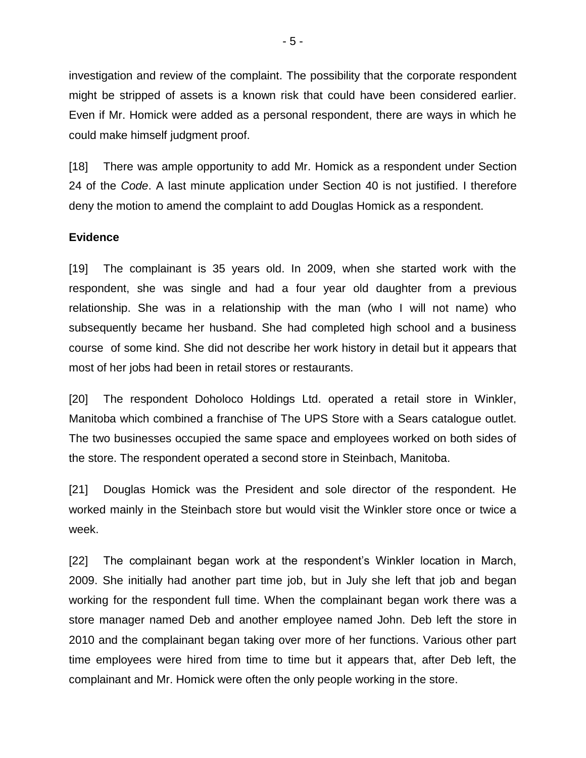investigation and review of the complaint. The possibility that the corporate respondent might be stripped of assets is a known risk that could have been considered earlier. Even if Mr. Homick were added as a personal respondent, there are ways in which he could make himself judgment proof.

[18] There was ample opportunity to add Mr. Homick as a respondent under Section 24 of the *Code*. A last minute application under Section 40 is not justified. I therefore deny the motion to amend the complaint to add Douglas Homick as a respondent.

**Evidence**

[19] The complainant is 35 years old. In 2009, when she started work with the respondent, she was single and had a four year old daughter from a previous relationship. She was in a relationship with the man (who I will not name) who subsequently became her husband. She had completed high school and a business course of some kind. She did not describe her work history in detail but it appears that most of her jobs had been in retail stores or restaurants.

[20] The respondent Doholoco Holdings Ltd. operated a retail store in Winkler, Manitoba which combined a franchise of The UPS Store with a Sears catalogue outlet. The two businesses occupied the same space and employees worked on both sides of the store. The respondent operated a second store in Steinbach, Manitoba.

[21] Douglas Homick was the President and sole director of the respondent. He worked mainly in the Steinbach store but would visit the Winkler store once or twice a week.

[22] The complainant began work at the respondent's Winkler location in March, 2009. She initially had another part time job, but in July she left that job and began working for the respondent full time. When the complainant began work there was a store manager named Deb and another employee named John. Deb left the store in 2010 and the complainant began taking over more of her functions. Various other part time employees were hired from time to time but it appears that, after Deb left, the complainant and Mr. Homick were often the only people working in the store.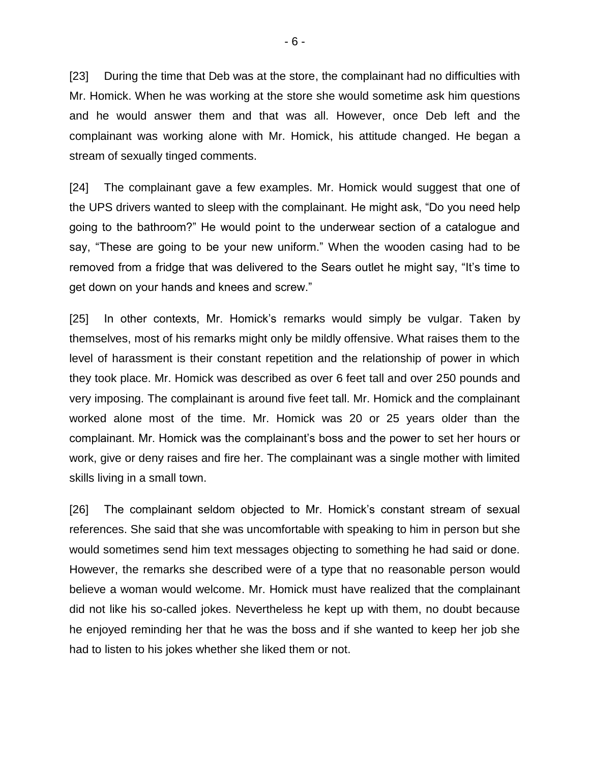[23] During the time that Deb was at the store, the complainant had no difficulties with Mr. Homick. When he was working at the store she would sometime ask him questions and he would answer them and that was all. However, once Deb left and the complainant was working alone with Mr. Homick, his attitude changed. He began a stream of sexually tinged comments.

[24] The complainant gave a few examples. Mr. Homick would suggest that one of the UPS drivers wanted to sleep with the complainant. He might ask, "Do you need help going to the bathroom?" He would point to the underwear section of a catalogue and say, "These are going to be your new uniform." When the wooden casing had to be removed from a fridge that was delivered to the Sears outlet he might say, "It's time to get down on your hands and knees and screw."

[25] In other contexts, Mr. Homick's remarks would simply be vulgar. Taken by themselves, most of his remarks might only be mildly offensive. What raises them to the level of harassment is their constant repetition and the relationship of power in which they took place. Mr. Homick was described as over 6 feet tall and over 250 pounds and very imposing. The complainant is around five feet tall. Mr. Homick and the complainant worked alone most of the time. Mr. Homick was 20 or 25 years older than the complainant. Mr. Homick was the complainant's boss and the power to set her hours or work, give or deny raises and fire her. The complainant was a single mother with limited skills living in a small town.

[26] The complainant seldom objected to Mr. Homick's constant stream of sexual references. She said that she was uncomfortable with speaking to him in person but she would sometimes send him text messages objecting to something he had said or done. However, the remarks she described were of a type that no reasonable person would believe a woman would welcome. Mr. Homick must have realized that the complainant did not like his so-called jokes. Nevertheless he kept up with them, no doubt because he enjoyed reminding her that he was the boss and if she wanted to keep her job she had to listen to his jokes whether she liked them or not.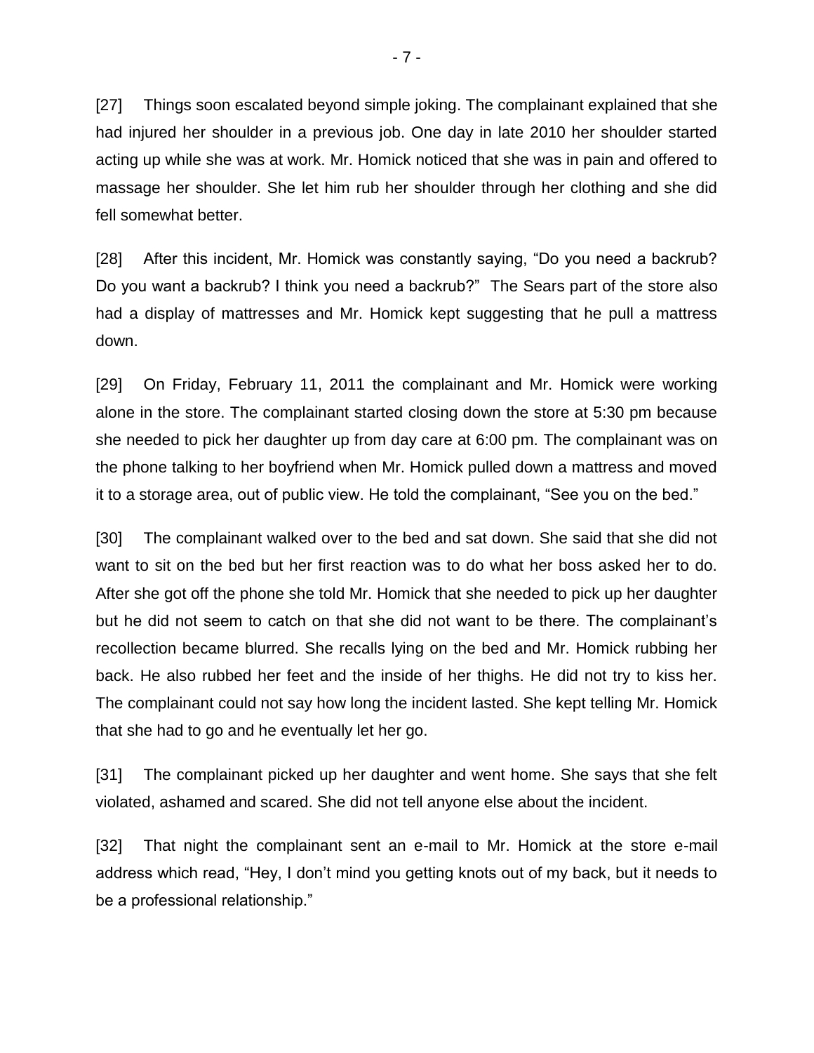[27] Things soon escalated beyond simple joking. The complainant explained that she had injured her shoulder in a previous job. One day in late 2010 her shoulder started acting up while she was at work. Mr. Homick noticed that she was in pain and offered to massage her shoulder. She let him rub her shoulder through her clothing and she did fell somewhat better.

[28] After this incident, Mr. Homick was constantly saying, “Do you need a backrub? Do you want a backrub? I think you need a backrub?” The Sears part of the store also had a display of mattresses and Mr. Homick kept suggesting that he pull a mattress down.

[29] On Friday, February 11, 2011 the complainant and Mr. Homick were working alone in the store. The complainant started closing down the store at 5:30 pm because she needed to pick her daughter up from day care at 6:00 pm. The complainant was on the phone talking to her boyfriend when Mr. Homick pulled down a mattress and moved it to a storage area, out of public view. He told the complainant, “See you on the bed.”

[30] The complainant walked over to the bed and sat down. She said that she did not want to sit on the bed but her first reaction was to do what her boss asked her to do. After she got off the phone she told Mr. Homick that she needed to pick up her daughter but he did not seem to catch on that she did not want to be there. The complainant’s recollection became blurred. She recalls lying on the bed and Mr. Homick rubbing her back. He also rubbed her feet and the inside of her thighs. He did not try to kiss her. The complainant could not say how long the incident lasted. She kept telling Mr. Homick that she had to go and he eventually let her go.

[31] The complainant picked up her daughter and went home. She says that she felt violated, ashamed and scared. She did not tell anyone else about the incident.

[32] That night the complainant sent an e-mail to Mr. Homick at the store e-mail address which read, “Hey, I don’t mind you getting knots out of my back, but it needs to be a professional relationship.”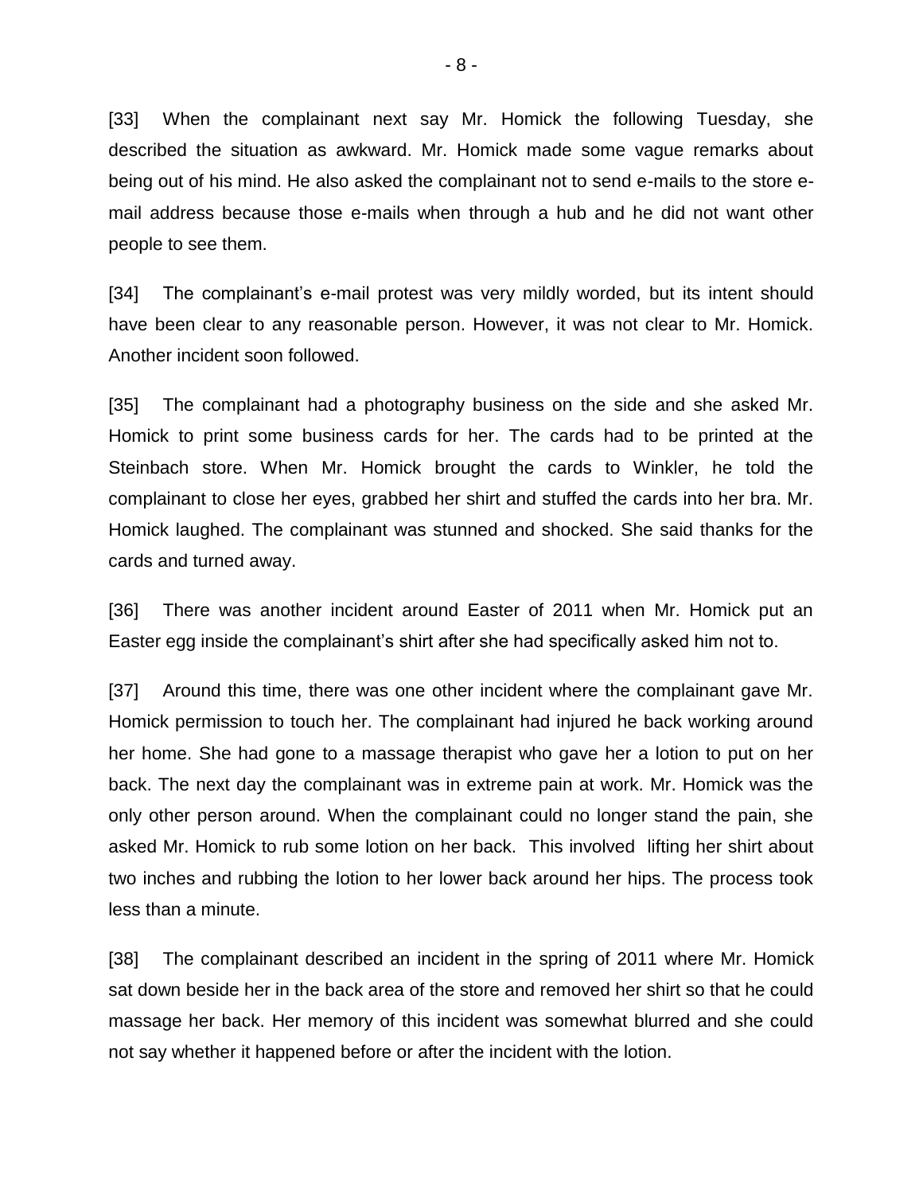[33] When the complainant next say Mr. Homick the following Tuesday, she described the situation as awkward. Mr. Homick made some vague remarks about being out of his mind. He also asked the complainant not to send e-mails to the store e-mail address because those e-mails when through a hub and he did not want other people to see them.

[34] The complainant's e-mail protest was very mildly worded, but its intent should have been clear to any reasonable person. However, it was not clear to Mr. Homick. Another incident soon followed.

[35] The complainant had a photography business on the side and she asked Mr. Homick to print some business cards for her. The cards had to be printed at the Steinbach store. When Mr. Homick brought the cards to Winkler, he told the complainant to close her eyes, grabbed her shirt and stuffed the cards into her bra. Mr. Homick laughed. The complainant was stunned and shocked. She said thanks for the cards and turned away.

[36] There was another incident around Easter of 2011 when Mr. Homick put an Easter egg inside the complainant's shirt after she had specifically asked him not to.

[37] Around this time, there was one other incident where the complainant gave Mr. Homick permission to touch her. The complainant had injured he back working around her home. She had gone to a massage therapist who gave her a lotion to put on her back. The next day the complainant was in extreme pain at work. Mr. Homick was the only other person around. When the complainant could no longer stand the pain, she asked Mr. Homick to rub some lotion on her back. This involved lifting her shirt about two inches and rubbing the lotion to her lower back around her hips. The process took less than a minute.

[38] The complainant described an incident in the spring of 2011 where Mr. Homick sat down beside her in the back area of the store and removed her shirt so that he could massage her back. Her memory of this incident was somewhat blurred and she could not say whether it happened before or after the incident with the lotion.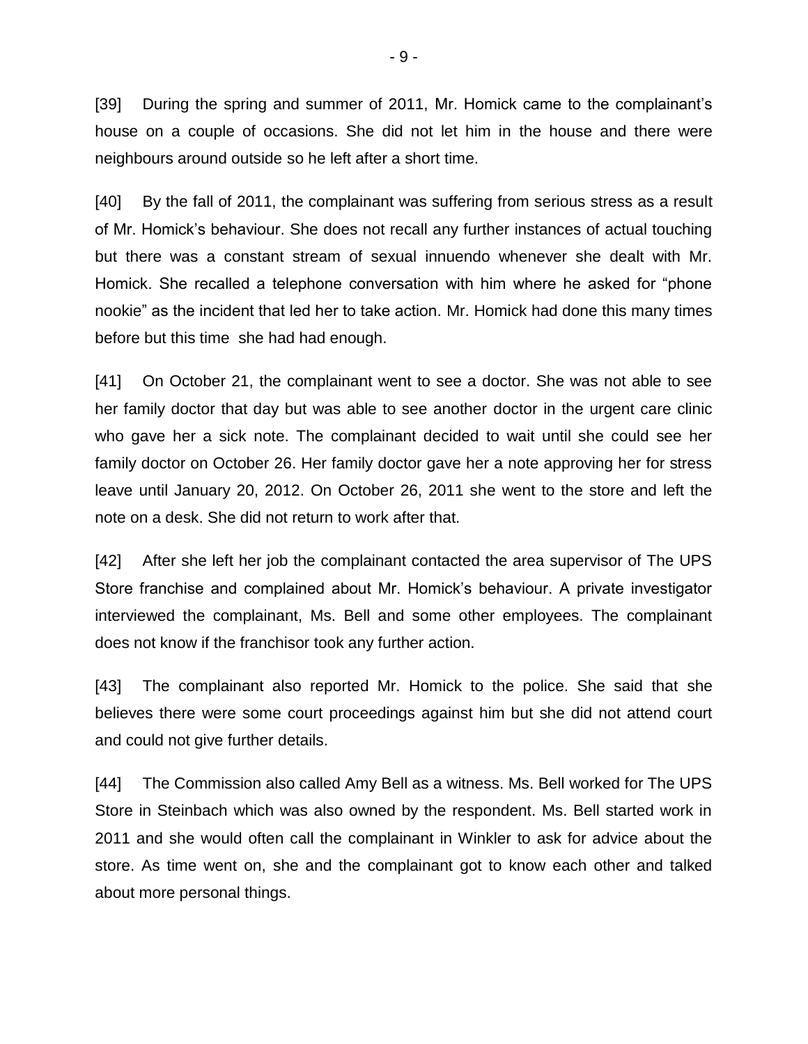[39] During the spring and summer of 2011, Mr. Homick came to the complainant's house on a couple of occasions. She did not let him in the house and there were neighbours around outside so he left after a short time.

[40] By the fall of 2011, the complainant was suffering from serious stress as a result of Mr. Homick's behaviour. She does not recall any further instances of actual touching but there was a constant stream of sexual innuendo whenever she dealt with Mr. Homick. She recalled a telephone conversation with him where he asked for "phone nookie" as the incident that led her to take action. Mr. Homick had done this many times before but this time she had had enough.

[41] On October 21, the complainant went to see a doctor. She was not able to see her family doctor that day but was able to see another doctor in the urgent care clinic who gave her a sick note. The complainant decided to wait until she could see her family doctor on October 26. Her family doctor gave her a note approving her for stress leave until January 20, 2012. On October 26, 2011 she went to the store and left the note on a desk. She did not return to work after that.

[42] After she left her job the complainant contacted the area supervisor of The UPS Store franchise and complained about Mr. Homick's behaviour. A private investigator interviewed the complainant, Ms. Bell and some other employees. The complainant does not know if the franchisor took any further action.

[43] The complainant also reported Mr. Homick to the police. She said that she believes there were some court proceedings against him but she did not attend court and could not give further details.

[44] The Commission also called Amy Bell as a witness. Ms. Bell worked for The UPS Store in Steinbach which was also owned by the respondent. Ms. Bell started work in 2011 and she would often call the complainant in Winkler to ask for advice about the store. As time went on, she and the complainant got to know each other and talked about more personal things.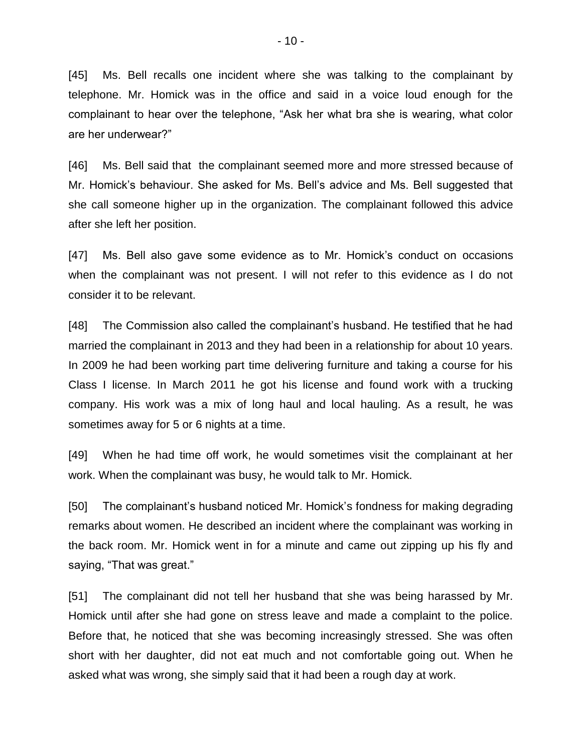[45] Ms. Bell recalls one incident where she was talking to the complainant by telephone. Mr. Homick was in the office and said in a voice loud enough for the complainant to hear over the telephone, "Ask her what bra she is wearing, what color are her underwear?"

[46] Ms. Bell said that the complainant seemed more and more stressed because of Mr. Homick's behaviour. She asked for Ms. Bell's advice and Ms. Bell suggested that she call someone higher up in the organization. The complainant followed this advice after she left her position.

[47] Ms. Bell also gave some evidence as to Mr. Homick's conduct on occasions when the complainant was not present. I will not refer to this evidence as I do not consider it to be relevant.

[48] The Commission also called the complainant's husband. He testified that he had married the complainant in 2013 and they had been in a relationship for about 10 years. In 2009 he had been working part time delivering furniture and taking a course for his Class I license. In March 2011 he got his license and found work with a trucking company. His work was a mix of long haul and local hauling. As a result, he was sometimes away for 5 or 6 nights at a time.

[49] When he had time off work, he would sometimes visit the complainant at her work. When the complainant was busy, he would talk to Mr. Homick.

[50] The complainant's husband noticed Mr. Homick's fondness for making degrading remarks about women. He described an incident where the complainant was working in the back room. Mr. Homick went in for a minute and came out zipping up his fly and saying, "That was great."

[51] The complainant did not tell her husband that she was being harassed by Mr. Homick until after she had gone on stress leave and made a complaint to the police. Before that, he noticed that she was becoming increasingly stressed. She was often short with her daughter, did not eat much and not comfortable going out. When he asked what was wrong, she simply said that it had been a rough day at work.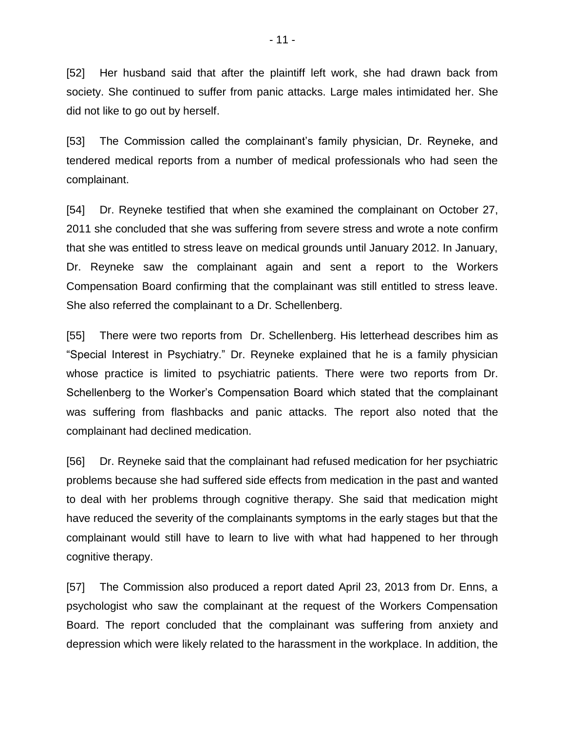[52] Her husband said that after the plaintiff left work, she had drawn back from society. She continued to suffer from panic attacks. Large males intimidated her. She did not like to go out by herself.

[53] The Commission called the complainant's family physician, Dr. Reyneke, and tendered medical reports from a number of medical professionals who had seen the complainant.

[54] Dr. Reyneke testified that when she examined the complainant on October 27, 2011 she concluded that she was suffering from severe stress and wrote a note confirm that she was entitled to stress leave on medical grounds until January 2012. In January, Dr. Reyneke saw the complainant again and sent a report to the Workers Compensation Board confirming that the complainant was still entitled to stress leave. She also referred the complainant to a Dr. Schellenberg.

[55] There were two reports from Dr. Schellenberg. His letterhead describes him as "Special Interest in Psychiatry." Dr. Reyneke explained that he is a family physician whose practice is limited to psychiatric patients. There were two reports from Dr. Schellenberg to the Worker's Compensation Board which stated that the complainant was suffering from flashbacks and panic attacks. The report also noted that the complainant had declined medication.

[56] Dr. Reyneke said that the complainant had refused medication for her psychiatric problems because she had suffered side effects from medication in the past and wanted to deal with her problems through cognitive therapy. She said that medication might have reduced the severity of the complainants symptoms in the early stages but that the complainant would still have to learn to live with what had happened to her through cognitive therapy.

[57] The Commission also produced a report dated April 23, 2013 from Dr. Enns, a psychologist who saw the complainant at the request of the Workers Compensation Board. The report concluded that the complainant was suffering from anxiety and depression which were likely related to the harassment in the workplace. In addition, the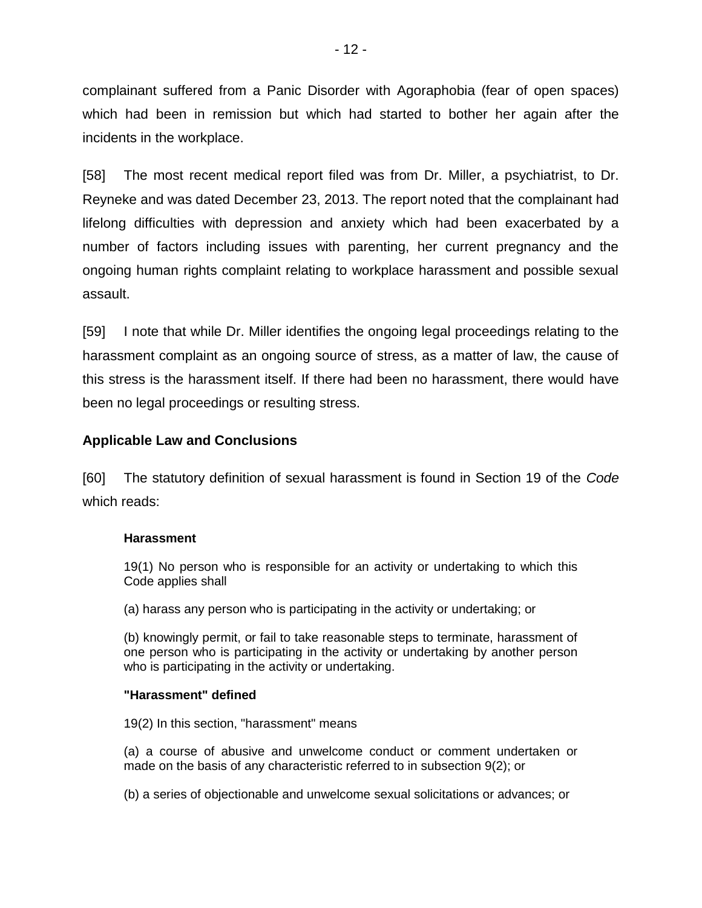complainant suffered from a Panic Disorder with Agoraphobia (fear of open spaces) which had been in remission but which had started to bother her again after the incidents in the workplace.

[58] The most recent medical report filed was from Dr. Miller, a psychiatrist, to Dr. Reyneke and was dated December 23, 2013. The report noted that the complainant had lifelong difficulties with depression and anxiety which had been exacerbated by a number of factors including issues with parenting, her current pregnancy and the ongoing human rights complaint relating to workplace harassment and possible sexual assault.

[59] I note that while Dr. Miller identifies the ongoing legal proceedings relating to the harassment complaint as an ongoing source of stress, as a matter of law, the cause of this stress is the harassment itself. If there had been no harassment, there would have been no legal proceedings or resulting stress.

### Applicable Law and Conclusions

[60] The statutory definition of sexual harassment is found in Section 19 of the *Code* which reads:

> **Harassment**
>
> 19(1) No person who is responsible for an activity or undertaking to which this Code applies shall
>
> (a) harass any person who is participating in the activity or undertaking; or
>
> (b) knowingly permit, or fail to take reasonable steps to terminate, harassment of one person who is participating in the activity or undertaking by another person who is participating in the activity or undertaking.
>
> **"Harassment" defined**
>
> 19(2) In this section, "harassment" means
>
> (a) a course of abusive and unwelcome conduct or comment undertaken or made on the basis of any characteristic referred to in subsection 9(2); or
>
> (b) a series of objectionable and unwelcome sexual solicitations or advances; or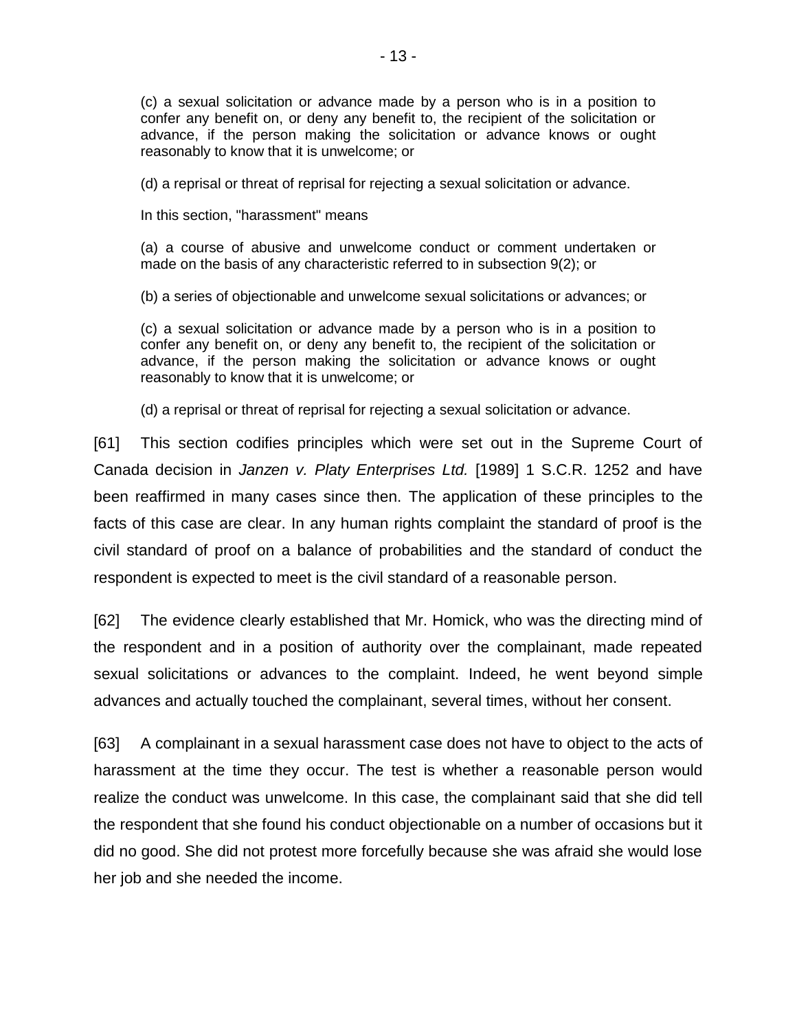> (c) a sexual solicitation or advance made by a person who is in a position to confer any benefit on, or deny any benefit to, the recipient of the solicitation or advance, if the person making the solicitation or advance knows or ought reasonably to know that it is unwelcome; or
>
> (d) a reprisal or threat of reprisal for rejecting a sexual solicitation or advance.
>
> In this section, "harassment" means
>
> (a) a course of abusive and unwelcome conduct or comment undertaken or made on the basis of any characteristic referred to in subsection 9(2); or
>
> (b) a series of objectionable and unwelcome sexual solicitations or advances; or
>
> (c) a sexual solicitation or advance made by a person who is in a position to confer any benefit on, or deny any benefit to, the recipient of the solicitation or advance, if the person making the solicitation or advance knows or ought reasonably to know that it is unwelcome; or
>
> (d) a reprisal or threat of reprisal for rejecting a sexual solicitation or advance.

[61] This section codifies principles which were set out in the Supreme Court of Canada decision in *Janzen v. Platy Enterprises Ltd.* [1989] 1 S.C.R. 1252 and have been reaffirmed in many cases since then. The application of these principles to the facts of this case are clear. In any human rights complaint the standard of proof is the civil standard of proof on a balance of probabilities and the standard of conduct the respondent is expected to meet is the civil standard of a reasonable person.

[62] The evidence clearly established that Mr. Homick, who was the directing mind of the respondent and in a position of authority over the complainant, made repeated sexual solicitations or advances to the complaint. Indeed, he went beyond simple advances and actually touched the complainant, several times, without her consent.

[63] A complainant in a sexual harassment case does not have to object to the acts of harassment at the time they occur. The test is whether a reasonable person would realize the conduct was unwelcome. In this case, the complainant said that she did tell the respondent that she found his conduct objectionable on a number of occasions but it did no good. She did not protest more forcefully because she was afraid she would lose her job and she needed the income.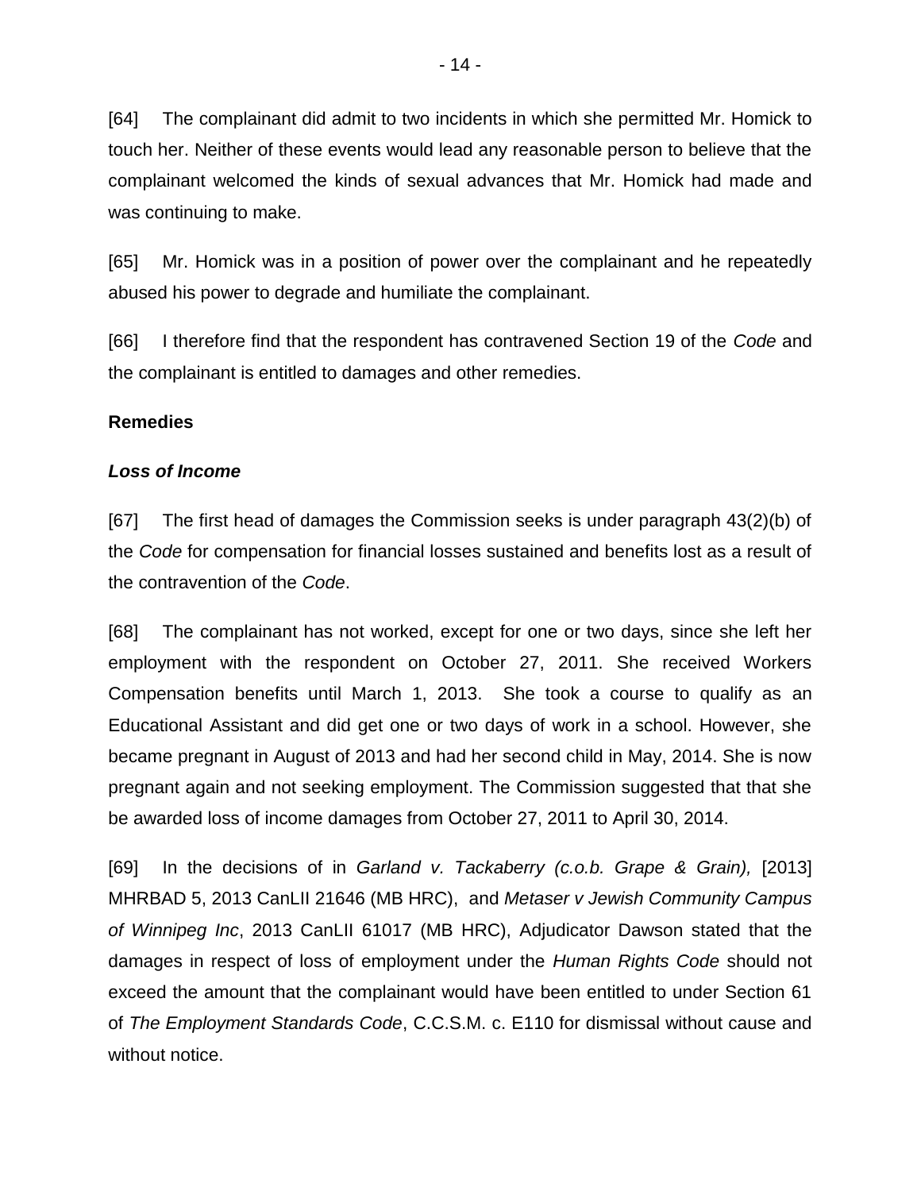[64] The complainant did admit to two incidents in which she permitted Mr. Homick to touch her. Neither of these events would lead any reasonable person to believe that the complainant welcomed the kinds of sexual advances that Mr. Homick had made and was continuing to make.

[65] Mr. Homick was in a position of power over the complainant and he repeatedly abused his power to degrade and humiliate the complainant.

[66] I therefore find that the respondent has contravened Section 19 of the *Code* and the complainant is entitled to damages and other remedies.

**Remedies**

***Loss of Income***

[67] The first head of damages the Commission seeks is under paragraph 43(2)(b) of the *Code* for compensation for financial losses sustained and benefits lost as a result of the contravention of the *Code*.

[68] The complainant has not worked, except for one or two days, since she left her employment with the respondent on October 27, 2011. She received Workers Compensation benefits until March 1, 2013. She took a course to qualify as an Educational Assistant and did get one or two days of work in a school. However, she became pregnant in August of 2013 and had her second child in May, 2014. She is now pregnant again and not seeking employment. The Commission suggested that that she be awarded loss of income damages from October 27, 2011 to April 30, 2014.

[69] In the decisions of in *Garland v. Tackaberry (c.o.b. Grape & Grain),* [2013] MHRBAD 5, 2013 CanLII 21646 (MB HRC), and *Metaser v Jewish Community Campus of Winnipeg Inc*, 2013 CanLII 61017 (MB HRC), Adjudicator Dawson stated that the damages in respect of loss of employment under the *Human Rights Code* should not exceed the amount that the complainant would have been entitled to under Section 61 of *The Employment Standards Code*, C.C.S.M. c. E110 for dismissal without cause and without notice.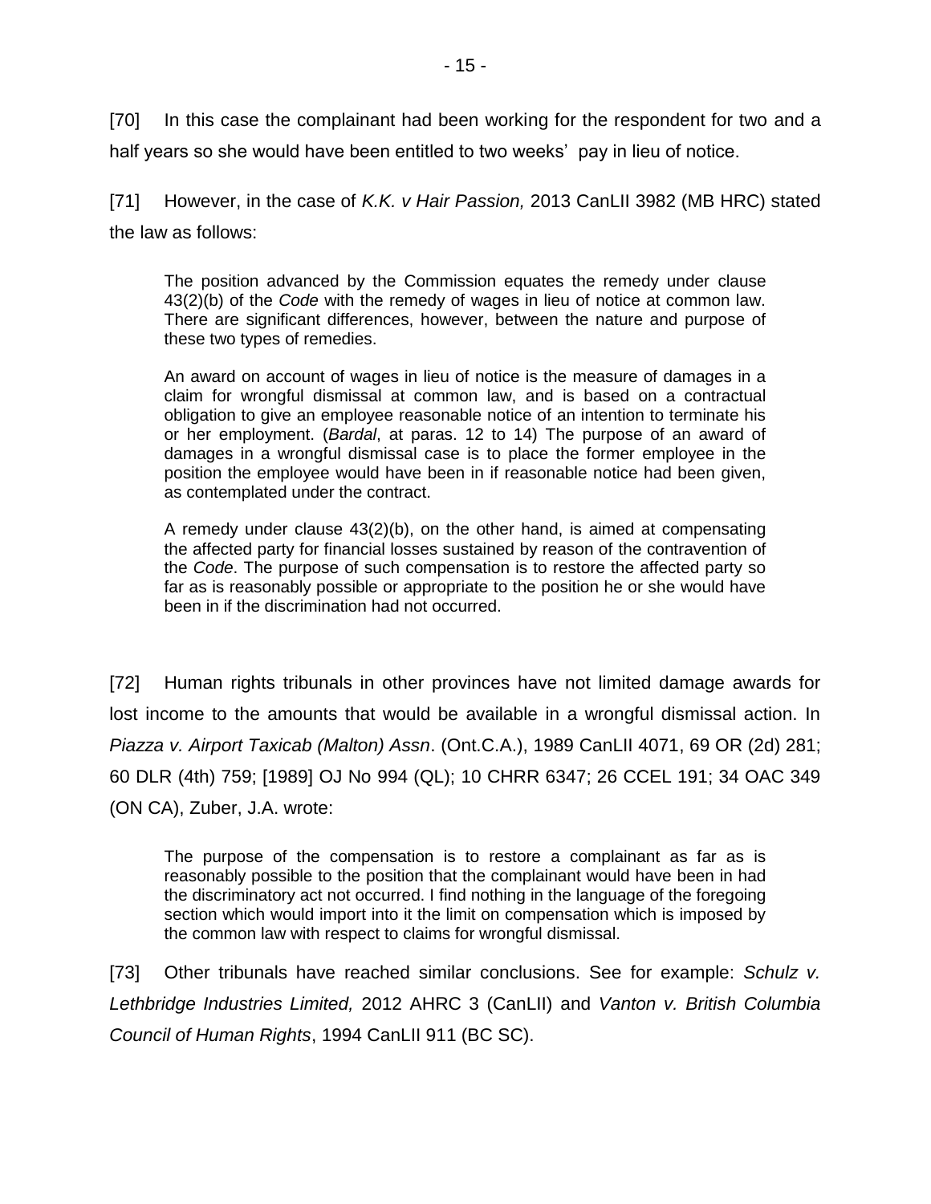[70] In this case the complainant had been working for the respondent for two and a half years so she would have been entitled to two weeks' pay in lieu of notice.

[71] However, in the case of *K.K. v Hair Passion,* 2013 CanLII 3982 (MB HRC) stated the law as follows:

> The position advanced by the Commission equates the remedy under clause 43(2)(b) of the *Code* with the remedy of wages in lieu of notice at common law. There are significant differences, however, between the nature and purpose of these two types of remedies.
>
> An award on account of wages in lieu of notice is the measure of damages in a claim for wrongful dismissal at common law, and is based on a contractual obligation to give an employee reasonable notice of an intention to terminate his or her employment. (*Bardal*, at paras. 12 to 14) The purpose of an award of damages in a wrongful dismissal case is to place the former employee in the position the employee would have been in if reasonable notice had been given, as contemplated under the contract.
>
> A remedy under clause 43(2)(b), on the other hand, is aimed at compensating the affected party for financial losses sustained by reason of the contravention of the *Code*. The purpose of such compensation is to restore the affected party so far as is reasonably possible or appropriate to the position he or she would have been in if the discrimination had not occurred.

[72] Human rights tribunals in other provinces have not limited damage awards for lost income to the amounts that would be available in a wrongful dismissal action. In *Piazza v. Airport Taxicab (Malton) Assn*. (Ont.C.A.), 1989 CanLII 4071, 69 OR (2d) 281; 60 DLR (4th) 759; [1989] OJ No 994 (QL); 10 CHRR 6347; 26 CCEL 191; 34 OAC 349 (ON CA), Zuber, J.A. wrote:

> The purpose of the compensation is to restore a complainant as far as is reasonably possible to the position that the complainant would have been in had the discriminatory act not occurred. I find nothing in the language of the foregoing section which would import into it the limit on compensation which is imposed by the common law with respect to claims for wrongful dismissal.

[73] Other tribunals have reached similar conclusions. See for example: *Schulz v. Lethbridge Industries Limited,* 2012 AHRC 3 (CanLII) and *Vanton v. British Columbia Council of Human Rights*, 1994 CanLII 911 (BC SC).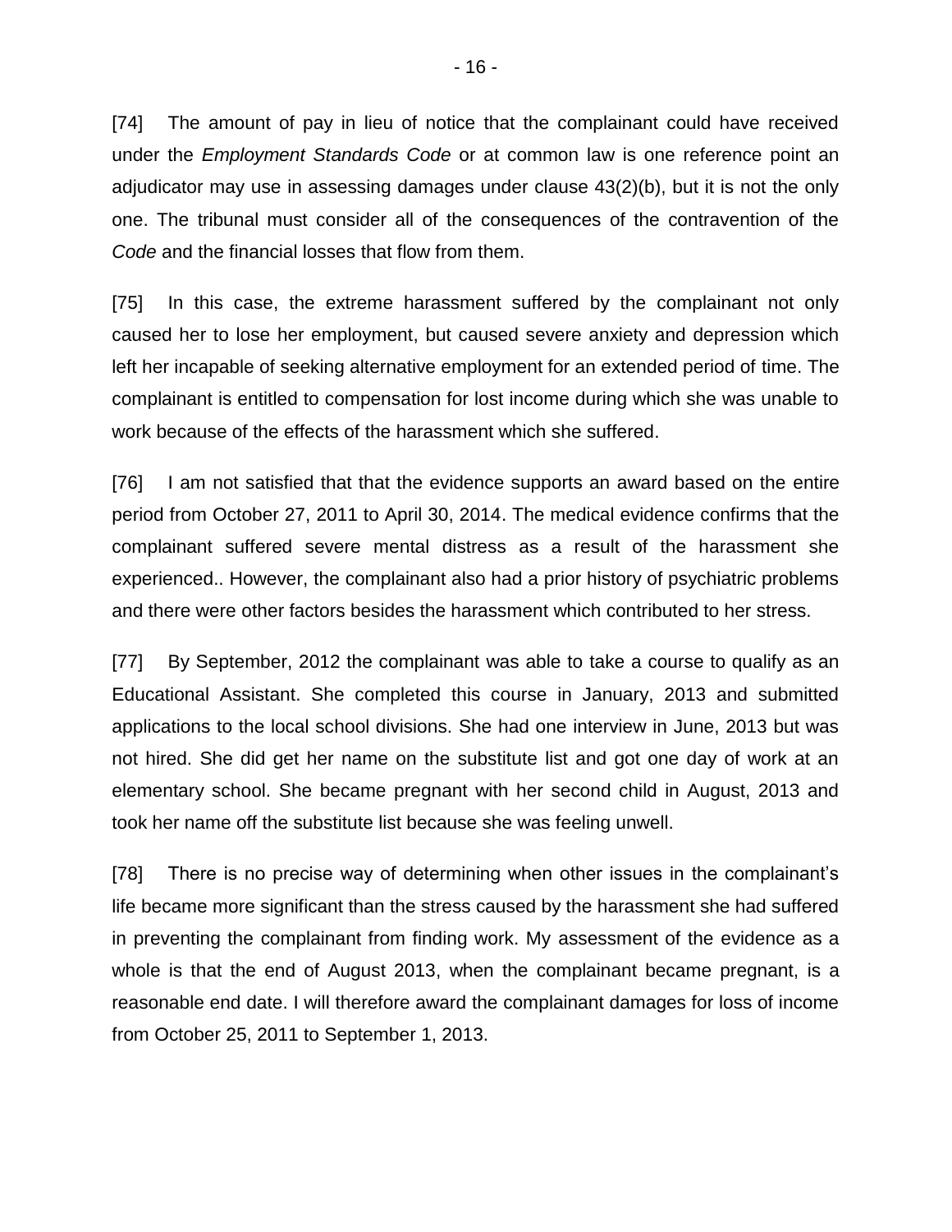[74] The amount of pay in lieu of notice that the complainant could have received under the *Employment Standards Code* or at common law is one reference point an adjudicator may use in assessing damages under clause 43(2)(b), but it is not the only one. The tribunal must consider all of the consequences of the contravention of the *Code* and the financial losses that flow from them.

[75] In this case, the extreme harassment suffered by the complainant not only caused her to lose her employment, but caused severe anxiety and depression which left her incapable of seeking alternative employment for an extended period of time. The complainant is entitled to compensation for lost income during which she was unable to work because of the effects of the harassment which she suffered.

[76] I am not satisfied that that the evidence supports an award based on the entire period from October 27, 2011 to April 30, 2014. The medical evidence confirms that the complainant suffered severe mental distress as a result of the harassment she experienced.. However, the complainant also had a prior history of psychiatric problems and there were other factors besides the harassment which contributed to her stress.

[77] By September, 2012 the complainant was able to take a course to qualify as an Educational Assistant. She completed this course in January, 2013 and submitted applications to the local school divisions. She had one interview in June, 2013 but was not hired. She did get her name on the substitute list and got one day of work at an elementary school. She became pregnant with her second child in August, 2013 and took her name off the substitute list because she was feeling unwell.

[78] There is no precise way of determining when other issues in the complainant's life became more significant than the stress caused by the harassment she had suffered in preventing the complainant from finding work. My assessment of the evidence as a whole is that the end of August 2013, when the complainant became pregnant, is a reasonable end date. I will therefore award the complainant damages for loss of income from October 25, 2011 to September 1, 2013.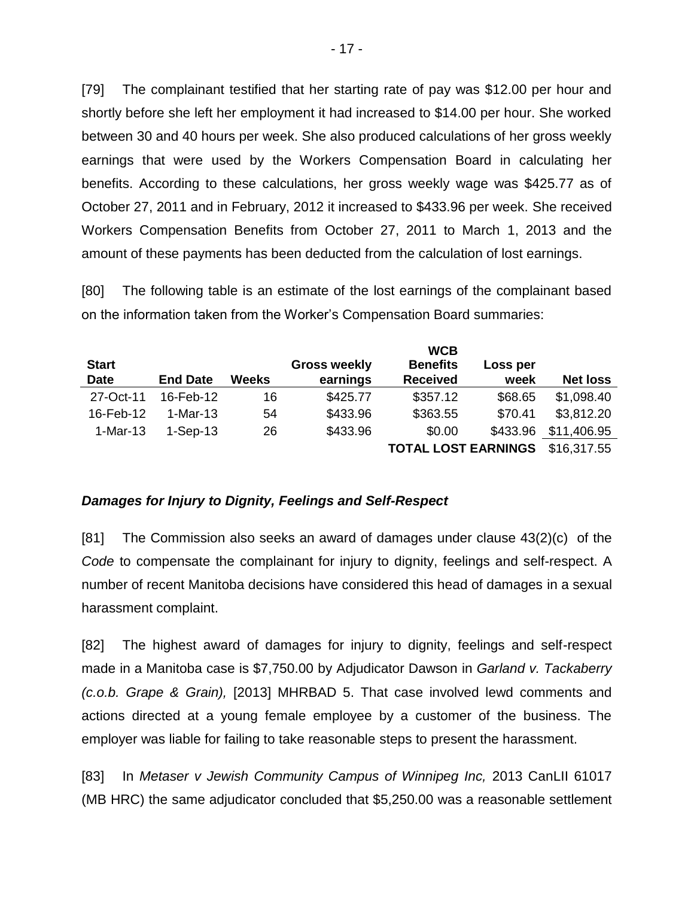[79] The complainant testified that her starting rate of pay was $12.00 per hour and shortly before she left her employment it had increased to $14.00 per hour. She worked between 30 and 40 hours per week. She also produced calculations of her gross weekly earnings that were used by the Workers Compensation Board in calculating her benefits. According to these calculations, her gross weekly wage was $425.77 as of October 27, 2011 and in February, 2012 it increased to $433.96 per week. She received Workers Compensation Benefits from October 27, 2011 to March 1, 2013 and the amount of these payments has been deducted from the calculation of lost earnings.

[80] The following table is an estimate of the lost earnings of the complainant based on the information taken from the Worker's Compensation Board summaries:

| Start Date | End Date | Weeks | Gross weekly earnings | WCB Benefits Received | Loss per week | Net loss |
|---|---|---|---|---|---|---|
| 27-Oct-11 | 16-Feb-12 | 16 | $425.77 | $357.12 | $68.65 | $1,098.40 |
| 16-Feb-12 | 1-Mar-13 | 54 | $433.96 | $363.55 | $70.41 | $3,812.20 |
| 1-Mar-13 | 1-Sep-13 | 26 | $433.96 | $0.00 | $433.96 | $11,406.95 |
| | | | | **TOTAL LOST EARNINGS** | | $16,317.55 |

### *Damages for Injury to Dignity, Feelings and Self-Respect*

[81] The Commission also seeks an award of damages under clause 43(2)(c) of the *Code* to compensate the complainant for injury to dignity, feelings and self-respect. A number of recent Manitoba decisions have considered this head of damages in a sexual harassment complaint.

[82] The highest award of damages for injury to dignity, feelings and self-respect made in a Manitoba case is $7,750.00 by Adjudicator Dawson in *Garland v. Tackaberry (c.o.b. Grape & Grain),* [2013] MHRBAD 5. That case involved lewd comments and actions directed at a young female employee by a customer of the business. The employer was liable for failing to take reasonable steps to present the harassment.

[83] In *Metaser v Jewish Community Campus of Winnipeg Inc,* 2013 CanLII 61017 (MB HRC) the same adjudicator concluded that $5,250.00 was a reasonable settlement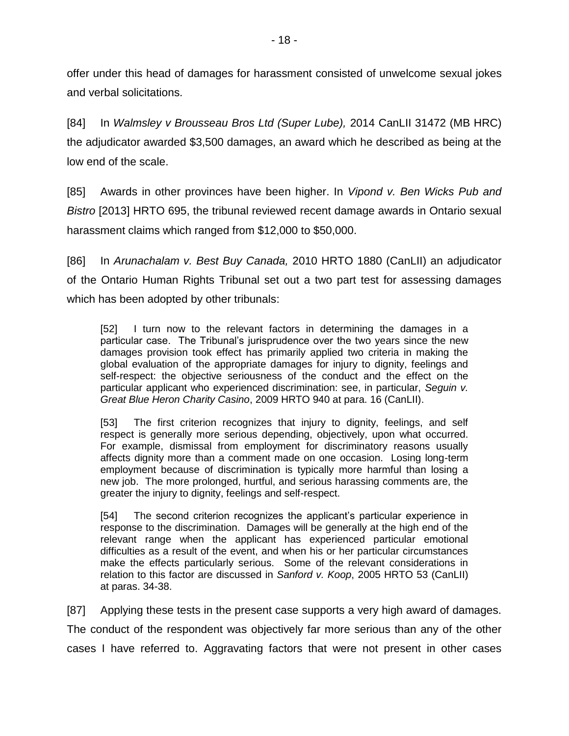offer under this head of damages for harassment consisted of unwelcome sexual jokes and verbal solicitations.

[84] In *Walmsley v Brousseau Bros Ltd (Super Lube),* 2014 CanLII 31472 (MB HRC) the adjudicator awarded $3,500 damages, an award which he described as being at the low end of the scale.

[85] Awards in other provinces have been higher. In *Vipond v. Ben Wicks Pub and Bistro* [2013] HRTO 695, the tribunal reviewed recent damage awards in Ontario sexual harassment claims which ranged from $12,000 to $50,000.

[86] In *Arunachalam v. Best Buy Canada,* 2010 HRTO 1880 (CanLII) an adjudicator of the Ontario Human Rights Tribunal set out a two part test for assessing damages which has been adopted by other tribunals:

> [52] I turn now to the relevant factors in determining the damages in a particular case. The Tribunal's jurisprudence over the two years since the new damages provision took effect has primarily applied two criteria in making the global evaluation of the appropriate damages for injury to dignity, feelings and self-respect: the objective seriousness of the conduct and the effect on the particular applicant who experienced discrimination: see, in particular, *Seguin v. Great Blue Heron Charity Casino*, 2009 HRTO 940 at para. 16 (CanLII).
>
> [53] The first criterion recognizes that injury to dignity, feelings, and self respect is generally more serious depending, objectively, upon what occurred. For example, dismissal from employment for discriminatory reasons usually affects dignity more than a comment made on one occasion. Losing long-term employment because of discrimination is typically more harmful than losing a new job. The more prolonged, hurtful, and serious harassing comments are, the greater the injury to dignity, feelings and self-respect.
>
> [54] The second criterion recognizes the applicant's particular experience in response to the discrimination. Damages will be generally at the high end of the relevant range when the applicant has experienced particular emotional difficulties as a result of the event, and when his or her particular circumstances make the effects particularly serious. Some of the relevant considerations in relation to this factor are discussed in *Sanford v. Koop*, 2005 HRTO 53 (CanLII) at paras. 34-38.

[87] Applying these tests in the present case supports a very high award of damages. The conduct of the respondent was objectively far more serious than any of the other cases I have referred to. Aggravating factors that were not present in other cases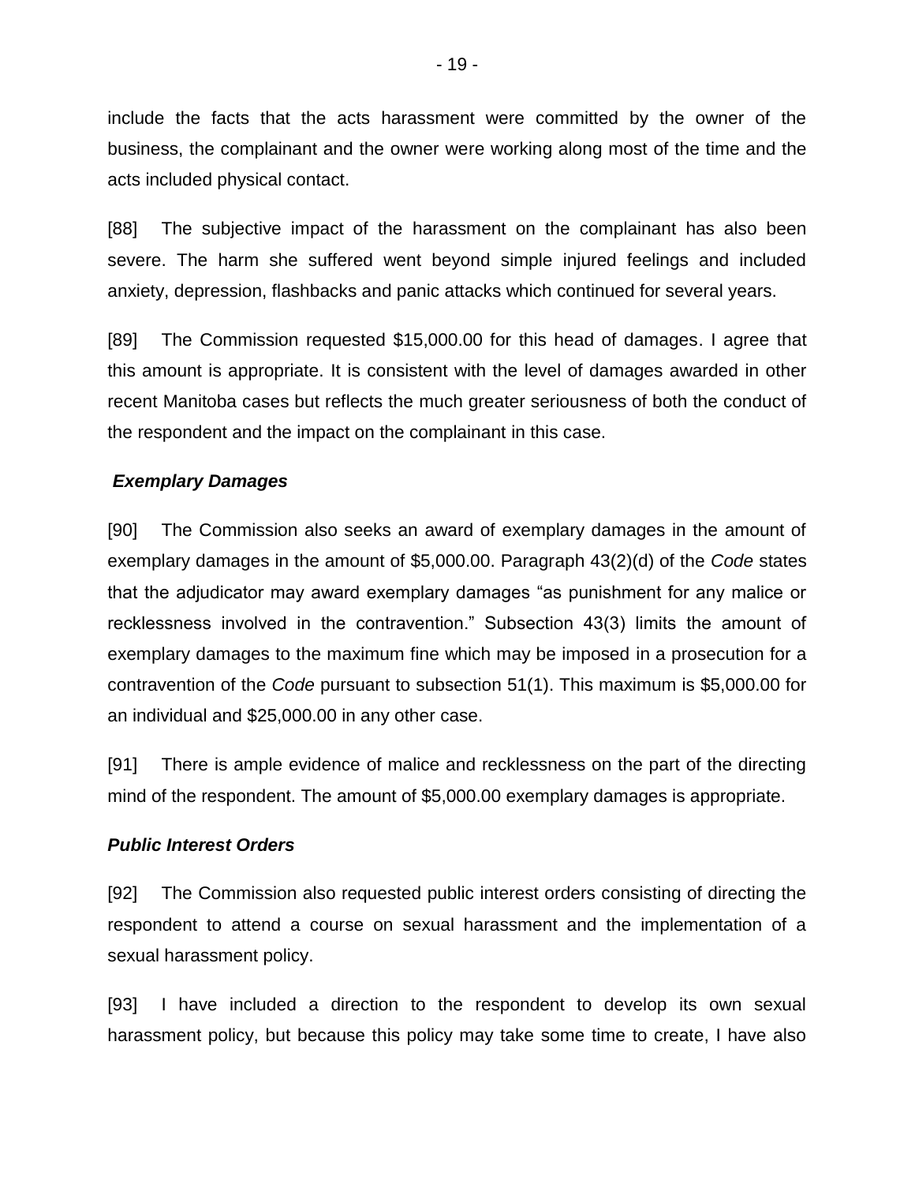include the facts that the acts harassment were committed by the owner of the business, the complainant and the owner were working along most of the time and the acts included physical contact.

[88] The subjective impact of the harassment on the complainant has also been severe. The harm she suffered went beyond simple injured feelings and included anxiety, depression, flashbacks and panic attacks which continued for several years.

[89] The Commission requested $15,000.00 for this head of damages. I agree that this amount is appropriate. It is consistent with the level of damages awarded in other recent Manitoba cases but reflects the much greater seriousness of both the conduct of the respondent and the impact on the complainant in this case.

### *Exemplary Damages*

[90] The Commission also seeks an award of exemplary damages in the amount of exemplary damages in the amount of $5,000.00. Paragraph 43(2)(d) of the *Code* states that the adjudicator may award exemplary damages "as punishment for any malice or recklessness involved in the contravention." Subsection 43(3) limits the amount of exemplary damages to the maximum fine which may be imposed in a prosecution for a contravention of the *Code* pursuant to subsection 51(1). This maximum is $5,000.00 for an individual and $25,000.00 in any other case.

[91] There is ample evidence of malice and recklessness on the part of the directing mind of the respondent. The amount of $5,000.00 exemplary damages is appropriate.

### *Public Interest Orders*

[92] The Commission also requested public interest orders consisting of directing the respondent to attend a course on sexual harassment and the implementation of a sexual harassment policy.

[93] I have included a direction to the respondent to develop its own sexual harassment policy, but because this policy may take some time to create, I have also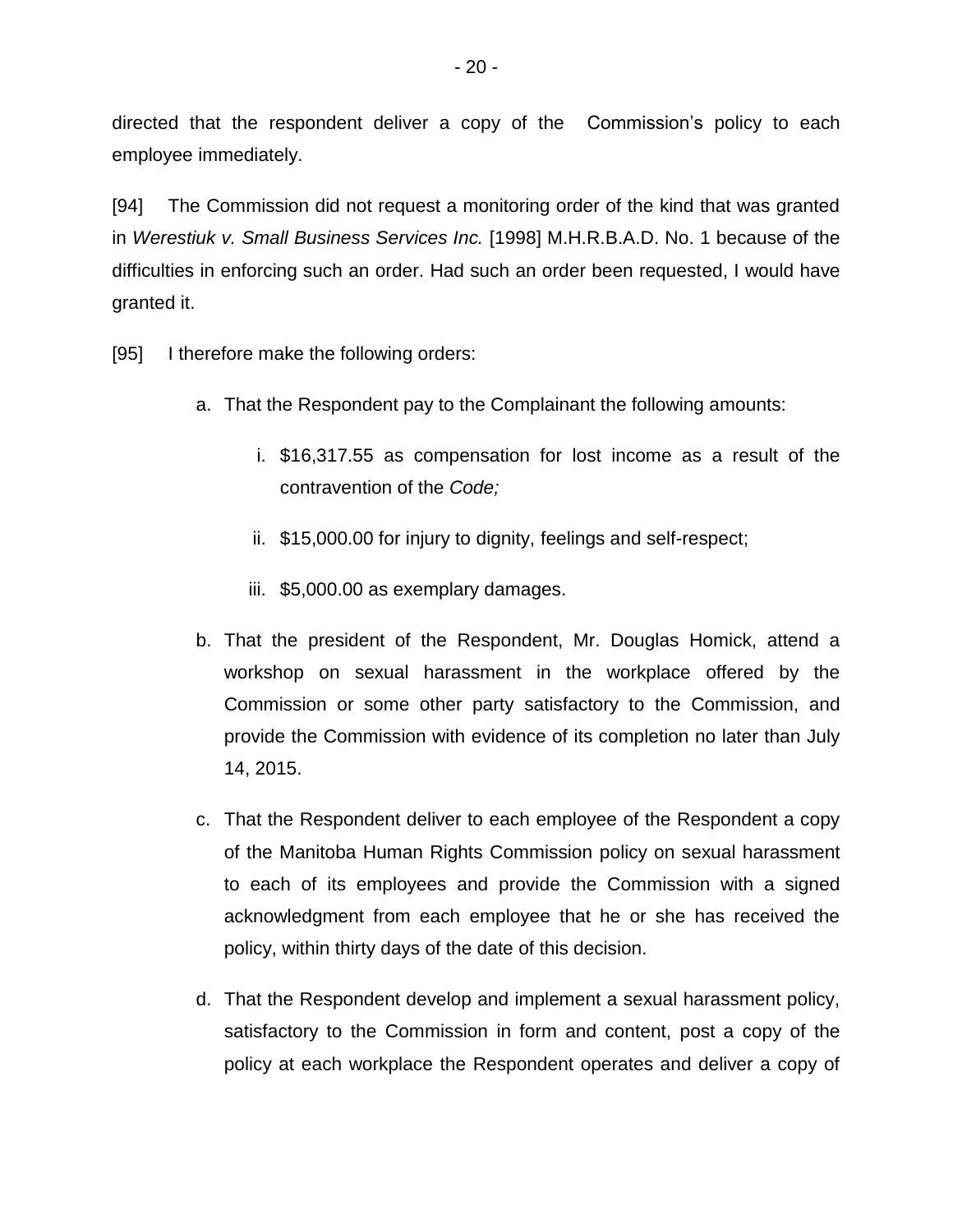directed that the respondent deliver a copy of the Commission's policy to each employee immediately.

[94] The Commission did not request a monitoring order of the kind that was granted in *Werestiuk v. Small Business Services Inc.* [1998] M.H.R.B.A.D. No. 1 because of the difficulties in enforcing such an order. Had such an order been requested, I would have granted it.

[95] I therefore make the following orders:

a. That the Respondent pay to the Complainant the following amounts:

   i. $16,317.55 as compensation for lost income as a result of the contravention of the *Code;*

   ii. $15,000.00 for injury to dignity, feelings and self-respect;

   iii. $5,000.00 as exemplary damages.

b. That the president of the Respondent, Mr. Douglas Homick, attend a workshop on sexual harassment in the workplace offered by the Commission or some other party satisfactory to the Commission, and provide the Commission with evidence of its completion no later than July 14, 2015.

c. That the Respondent deliver to each employee of the Respondent a copy of the Manitoba Human Rights Commission policy on sexual harassment to each of its employees and provide the Commission with a signed acknowledgment from each employee that he or she has received the policy, within thirty days of the date of this decision.

d. That the Respondent develop and implement a sexual harassment policy, satisfactory to the Commission in form and content, post a copy of the policy at each workplace the Respondent operates and deliver a copy of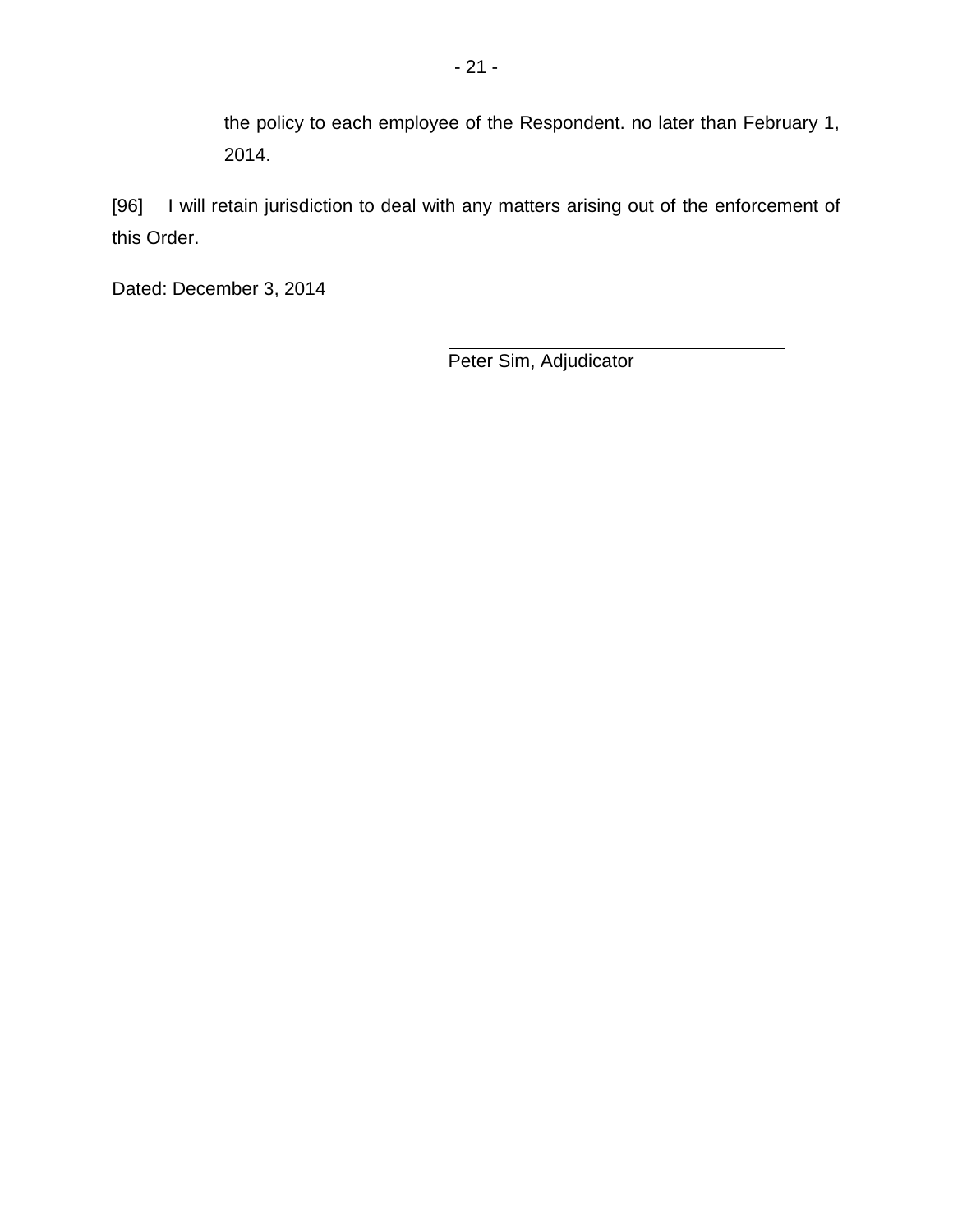the policy to each employee of the Respondent. no later than February 1, 2014.

[96] I will retain jurisdiction to deal with any matters arising out of the enforcement of this Order.

Dated: December 3, 2014

Peter Sim, Adjudicator